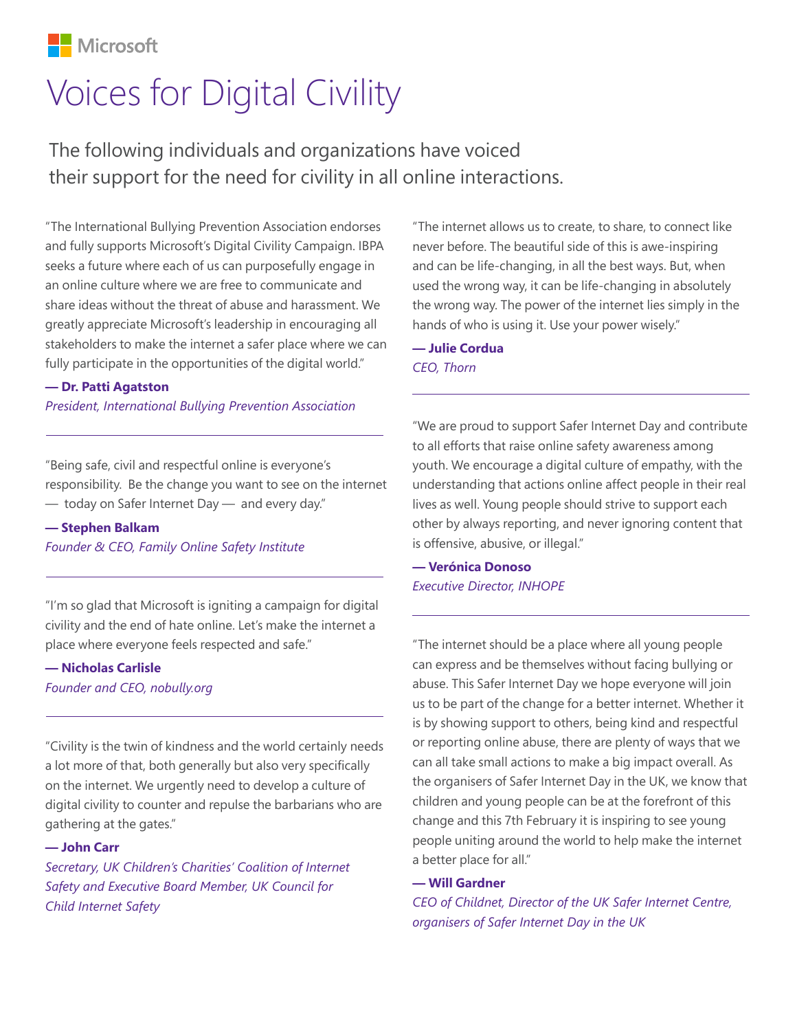Microsoft

# Voices for Digital Civility

The following individuals and organizations have voiced their support for the need for civility in all online interactions.

"The International Bullying Prevention Association endorses and fully supports Microsoft's Digital Civility Campaign. IBPA seeks a future where each of us can purposefully engage in an online culture where we are free to communicate and share ideas without the threat of abuse and harassment. We greatly appreciate Microsoft's leadership in encouraging all stakeholders to make the internet a safer place where we can fully participate in the opportunities of the digital world."

**— Dr. Patti Agatston**
*President, International Bullying Prevention Association*

---

"Being safe, civil and respectful online is everyone's responsibility. Be the change you want to see on the internet — today on Safer Internet Day — and every day."

**— Stephen Balkam**
*Founder & CEO, Family Online Safety Institute*

---

"I'm so glad that Microsoft is igniting a campaign for digital civility and the end of hate online. Let's make the internet a place where everyone feels respected and safe."

**— Nicholas Carlisle**
*Founder and CEO, nobully.org*

---

"Civility is the twin of kindness and the world certainly needs a lot more of that, both generally but also very specifically on the internet. We urgently need to develop a culture of digital civility to counter and repulse the barbarians who are gathering at the gates."

**— John Carr**
*Secretary, UK Children's Charities' Coalition of Internet Safety and Executive Board Member, UK Council for Child Internet Safety*

---

"The internet allows us to create, to share, to connect like never before. The beautiful side of this is awe-inspiring and can be life-changing, in all the best ways. But, when used the wrong way, it can be life-changing in absolutely the wrong way. The power of the internet lies simply in the hands of who is using it. Use your power wisely."

**— Julie Cordua**
*CEO, Thorn*

---

"We are proud to support Safer Internet Day and contribute to all efforts that raise online safety awareness among youth. We encourage a digital culture of empathy, with the understanding that actions online affect people in their real lives as well. Young people should strive to support each other by always reporting, and never ignoring content that is offensive, abusive, or illegal."

**— Verónica Donoso**
*Executive Director, INHOPE*

---

"The internet should be a place where all young people can express and be themselves without facing bullying or abuse. This Safer Internet Day we hope everyone will join us to be part of the change for a better internet. Whether it is by showing support to others, being kind and respectful or reporting online abuse, there are plenty of ways that we can all take small actions to make a big impact overall. As the organisers of Safer Internet Day in the UK, we know that children and young people can be at the forefront of this change and this 7th February it is inspiring to see young people uniting around the world to help make the internet a better place for all."

**— Will Gardner**
*CEO of Childnet, Director of the UK Safer Internet Centre, organisers of Safer Internet Day in the UK*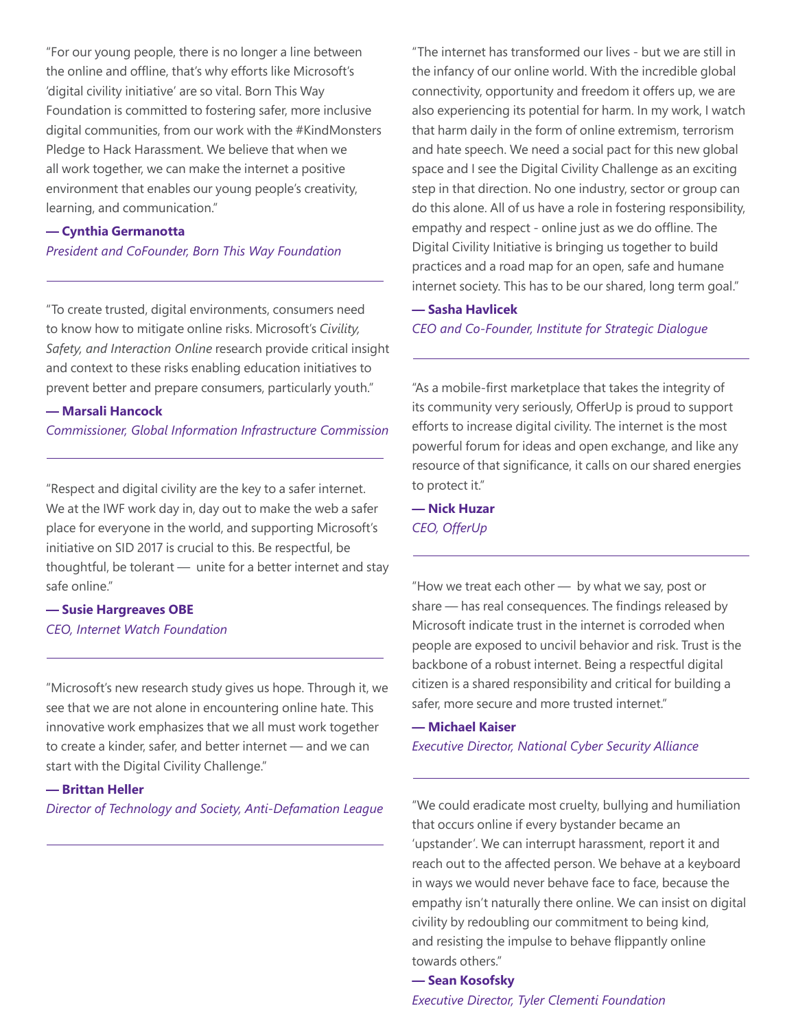"For our young people, there is no longer a line between the online and offline, that's why efforts like Microsoft's 'digital civility initiative' are so vital. Born This Way Foundation is committed to fostering safer, more inclusive digital communities, from our work with the #KindMonsters Pledge to Hack Harassment. We believe that when we all work together, we can make the internet a positive environment that enables our young people's creativity, learning, and communication."

**— Cynthia Germanotta**
*President and CoFounder, Born This Way Foundation*

---

"To create trusted, digital environments, consumers need to know how to mitigate online risks. Microsoft's *Civility, Safety, and Interaction Online* research provide critical insight and context to these risks enabling education initiatives to prevent better and prepare consumers, particularly youth."

**— Marsali Hancock**
*Commissioner, Global Information Infrastructure Commission*

---

"Respect and digital civility are the key to a safer internet. We at the IWF work day in, day out to make the web a safer place for everyone in the world, and supporting Microsoft's initiative on SID 2017 is crucial to this. Be respectful, be thoughtful, be tolerant — unite for a better internet and stay safe online."

**— Susie Hargreaves OBE**
*CEO, Internet Watch Foundation*

---

"Microsoft's new research study gives us hope. Through it, we see that we are not alone in encountering online hate. This innovative work emphasizes that we all must work together to create a kinder, safer, and better internet — and we can start with the Digital Civility Challenge."

**— Brittan Heller**
*Director of Technology and Society, Anti-Defamation League*

---

"The internet has transformed our lives - but we are still in the infancy of our online world. With the incredible global connectivity, opportunity and freedom it offers up, we are also experiencing its potential for harm. In my work, I watch that harm daily in the form of online extremism, terrorism and hate speech. We need a social pact for this new global space and I see the Digital Civility Challenge as an exciting step in that direction. No one industry, sector or group can do this alone. All of us have a role in fostering responsibility, empathy and respect - online just as we do offline. The Digital Civility Initiative is bringing us together to build practices and a road map for an open, safe and humane internet society. This has to be our shared, long term goal."

**— Sasha Havlicek**
*CEO and Co-Founder, Institute for Strategic Dialogue*

---

"As a mobile-first marketplace that takes the integrity of its community very seriously, OfferUp is proud to support efforts to increase digital civility. The internet is the most powerful forum for ideas and open exchange, and like any resource of that significance, it calls on our shared energies to protect it."

**— Nick Huzar**
*CEO, OfferUp*

---

"How we treat each other — by what we say, post or share — has real consequences. The findings released by Microsoft indicate trust in the internet is corroded when people are exposed to uncivil behavior and risk. Trust is the backbone of a robust internet. Being a respectful digital citizen is a shared responsibility and critical for building a safer, more secure and more trusted internet."

**— Michael Kaiser**
*Executive Director, National Cyber Security Alliance*

---

"We could eradicate most cruelty, bullying and humiliation that occurs online if every bystander became an 'upstander'. We can interrupt harassment, report it and reach out to the affected person. We behave at a keyboard in ways we would never behave face to face, because the empathy isn't naturally there online. We can insist on digital civility by redoubling our commitment to being kind, and resisting the impulse to behave flippantly online towards others."

**— Sean Kosofsky**
*Executive Director, Tyler Clementi Foundation*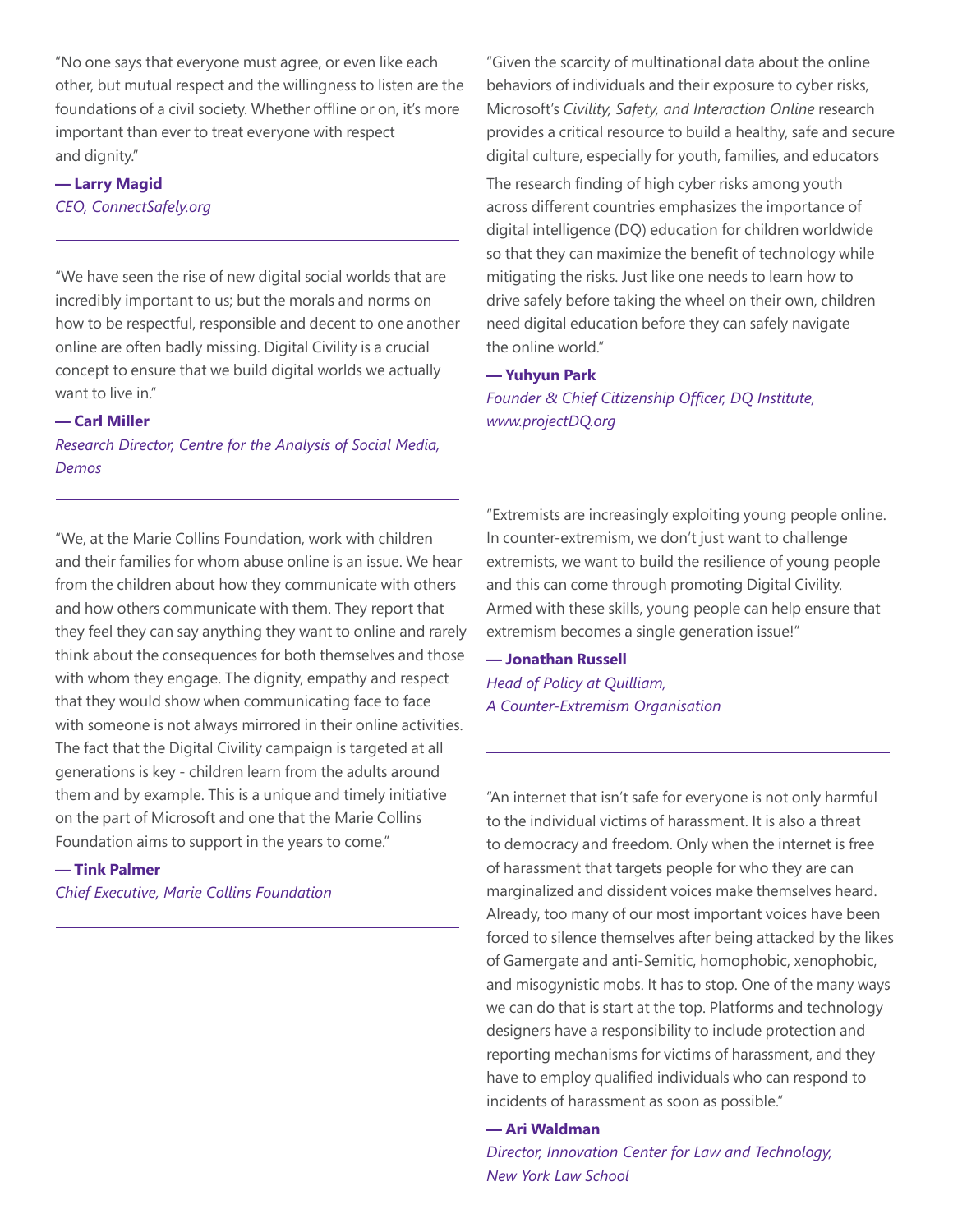"No one says that everyone must agree, or even like each other, but mutual respect and the willingness to listen are the foundations of a civil society. Whether offline or on, it's more important than ever to treat everyone with respect and dignity."

**— Larry Magid**
*CEO, ConnectSafely.org*

---

"We have seen the rise of new digital social worlds that are incredibly important to us; but the morals and norms on how to be respectful, responsible and decent to one another online are often badly missing. Digital Civility is a crucial concept to ensure that we build digital worlds we actually want to live in."

**— Carl Miller**
*Research Director, Centre for the Analysis of Social Media, Demos*

---

"We, at the Marie Collins Foundation, work with children and their families for whom abuse online is an issue. We hear from the children about how they communicate with others and how others communicate with them. They report that they feel they can say anything they want to online and rarely think about the consequences for both themselves and those with whom they engage. The dignity, empathy and respect that they would show when communicating face to face with someone is not always mirrored in their online activities. The fact that the Digital Civility campaign is targeted at all generations is key - children learn from the adults around them and by example. This is a unique and timely initiative on the part of Microsoft and one that the Marie Collins Foundation aims to support in the years to come."

**— Tink Palmer**
*Chief Executive, Marie Collins Foundation*

---

"Given the scarcity of multinational data about the online behaviors of individuals and their exposure to cyber risks, Microsoft's *Civility, Safety, and Interaction Online* research provides a critical resource to build a healthy, safe and secure digital culture, especially for youth, families, and educators

The research finding of high cyber risks among youth across different countries emphasizes the importance of digital intelligence (DQ) education for children worldwide so that they can maximize the benefit of technology while mitigating the risks. Just like one needs to learn how to drive safely before taking the wheel on their own, children need digital education before they can safely navigate the online world."

**— Yuhyun Park**
*Founder & Chief Citizenship Officer, DQ Institute, www.projectDQ.org*

---

"Extremists are increasingly exploiting young people online. In counter-extremism, we don't just want to challenge extremists, we want to build the resilience of young people and this can come through promoting Digital Civility. Armed with these skills, young people can help ensure that extremism becomes a single generation issue!"

**— Jonathan Russell**
*Head of Policy at Quilliam, A Counter-Extremism Organisation*

---

"An internet that isn't safe for everyone is not only harmful to the individual victims of harassment. It is also a threat to democracy and freedom. Only when the internet is free of harassment that targets people for who they are can marginalized and dissident voices make themselves heard. Already, too many of our most important voices have been forced to silence themselves after being attacked by the likes of Gamergate and anti-Semitic, homophobic, xenophobic, and misogynistic mobs. It has to stop. One of the many ways we can do that is start at the top. Platforms and technology designers have a responsibility to include protection and reporting mechanisms for victims of harassment, and they have to employ qualified individuals who can respond to incidents of harassment as soon as possible."

**— Ari Waldman**
*Director, Innovation Center for Law and Technology, New York Law School*